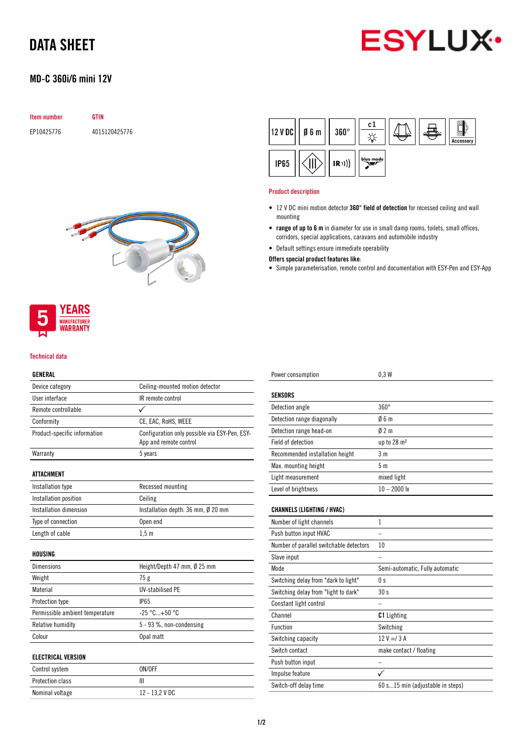# DATA SHEET

ESYLUX

## MD-C 360i/6 mini 12V

| Item number | GTIN |
| --- | --- |
| EP10425776 | 4015120425776 |

12 V DC | Ø 6 m | 360° | c1 | Accessory | IP65 | III | IR | blue mode

### Product description

- 12 V DC mini motion detector **360° field of detection** for recessed ceiling and wall mounting
- **range of up to 6 m** in diameter for use in small damp rooms, toilets, small offices, corridors, special applications, caravans and automobile industry
- Default settings ensure immediate operability

**Offers special product features like:**

- Simple parameterisation, remote control and documentation with ESY-Pen and ESY-App

5 YEARS MANUFACTURER WARRANTY

### Technical data

| GENERAL | |
| --- | --- |
| Device category | Ceiling-mounted motion detector |
| User interface | IR remote control |
| Remote controllable | ✓ |
| Conformity | CE, EAC, RoHS, WEEE |
| Product-specific information | Configuration only possible via ESY-Pen, ESY-App and remote control |
| Warranty | 5 years |

| ATTACHMENT | |
| --- | --- |
| Installation type | Recessed mounting |
| Installation position | Ceiling |
| Installation dimension | Installation depth: 36 mm, Ø 20 mm |
| Type of connection | Open end |
| Length of cable | 1,5 m |

| HOUSING | |
| --- | --- |
| Dimensions | Height/Depth 47 mm, Ø 25 mm |
| Weight | 75 g |
| Material | UV-stabilised PE |
| Protection type | IP65 |
| Permissible ambient temperature | -25 °C...+50 °C |
| Relative humidity | 5 - 93 %, non-condensing |
| Colour | Opal matt |

| ELECTRICAL VERSION | |
| --- | --- |
| Control system | ON/OFF |
| Protection class | III |
| Nominal voltage | 12 - 13,2 V DC |
| Power consumption | 0,3 W |

| SENSORS | |
| --- | --- |
| Detection angle | 360° |
| Detection range diagonally | Ø 6 m |
| Detection range head-on | Ø 2 m |
| Field of detection | up to 28 m² |
| Recommended installation height | 3 m |
| Max. mounting height | 5 m |
| Light measurement | mixed light |
| Level of brightness | 10 – 2000 lx |

| CHANNELS (LIGHTING / HVAC) | |
| --- | --- |
| Number of light channels | 1 |
| Push button input HVAC | – |
| Number of parallel switchable detectors | 10 |
| Slave input | – |
| Mode | Semi-automatic, Fully automatic |
| Switching delay from "dark to light" | 0 s |
| Switching delay from "light to dark" | 30 s |
| Constant light control | – |
| Channel | **C1** Lighting |
| Function | Switching |
| Switching capacity | 12 V =/ 3 A |
| Switch contact | make contact / floating |
| Push button input | – |
| Impulse feature | ✓ |
| Switch-off delay time | 60 s...15 min (adjustable in steps) |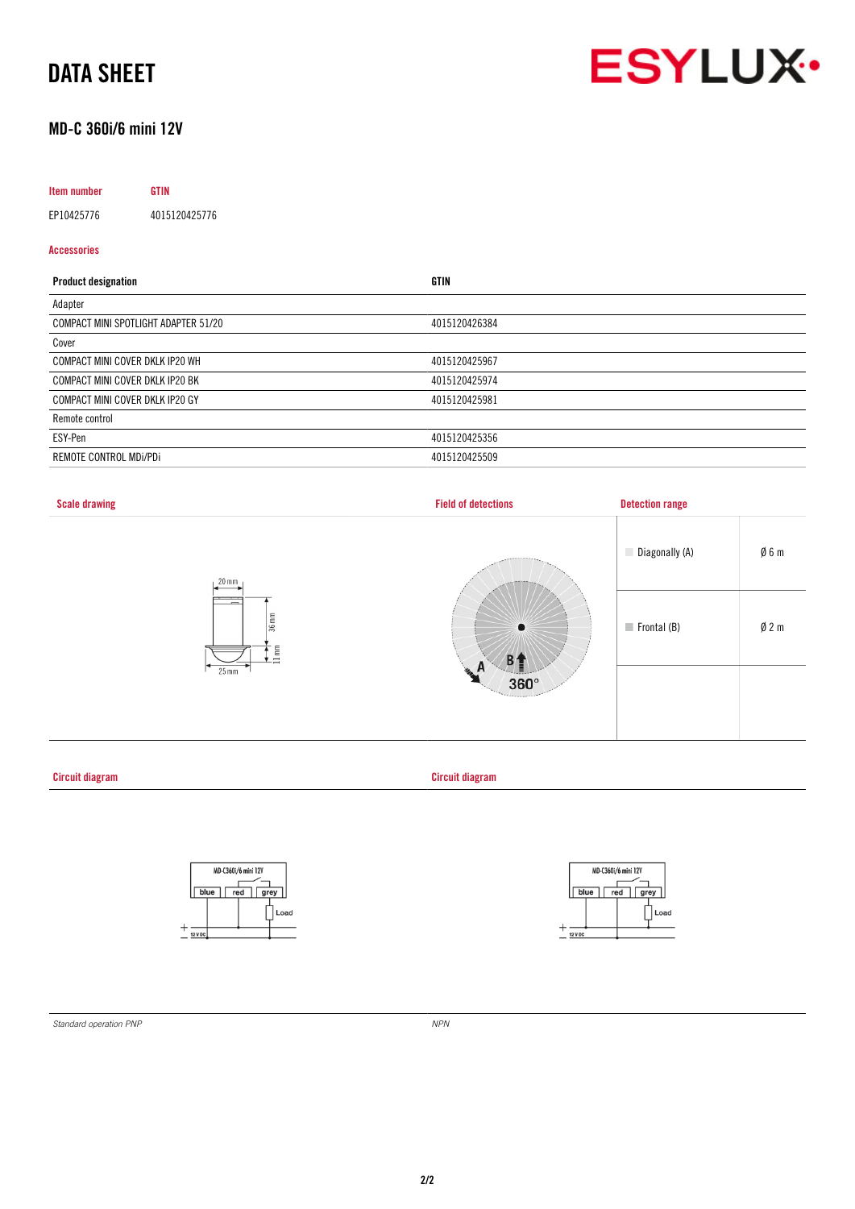# DATA SHEET

ESYLUX

## MD-C 360i/6 mini 12V

| Item number | GTIN |
|---|---|
| EP10425776 | 4015120425776 |

### Accessories

| Product designation | GTIN |
|---|---|
| Adapter | |
| COMPACT MINI SPOTLIGHT ADAPTER 51/20 | 4015120426384 |
| Cover | |
| COMPACT MINI COVER DKLK IP20 WH | 4015120425967 |
| COMPACT MINI COVER DKLK IP20 BK | 4015120425974 |
| COMPACT MINI COVER DKLK IP20 GY | 4015120425981 |
| Remote control | |
| ESY-Pen | 4015120425356 |
| REMOTE CONTROL MDi/PDi | 4015120425509 |

### Scale drawing

20 mm
36 mm
11 mm
25 mm

### Field of detections

A
B
360°

### Detection range

| | |
|---|---|
| Diagonally (A) | Ø 6 m |
| Frontal (B) | Ø 2 m |

### Circuit diagram

MD-C360i/6 mini 12V
blue
red
grey
Load
+
−
12 V DC

*Standard operation PNP*

### Circuit diagram

MD-C360i/6 mini 12V
blue
red
grey
Load
+
−
12 V DC

*NPN*